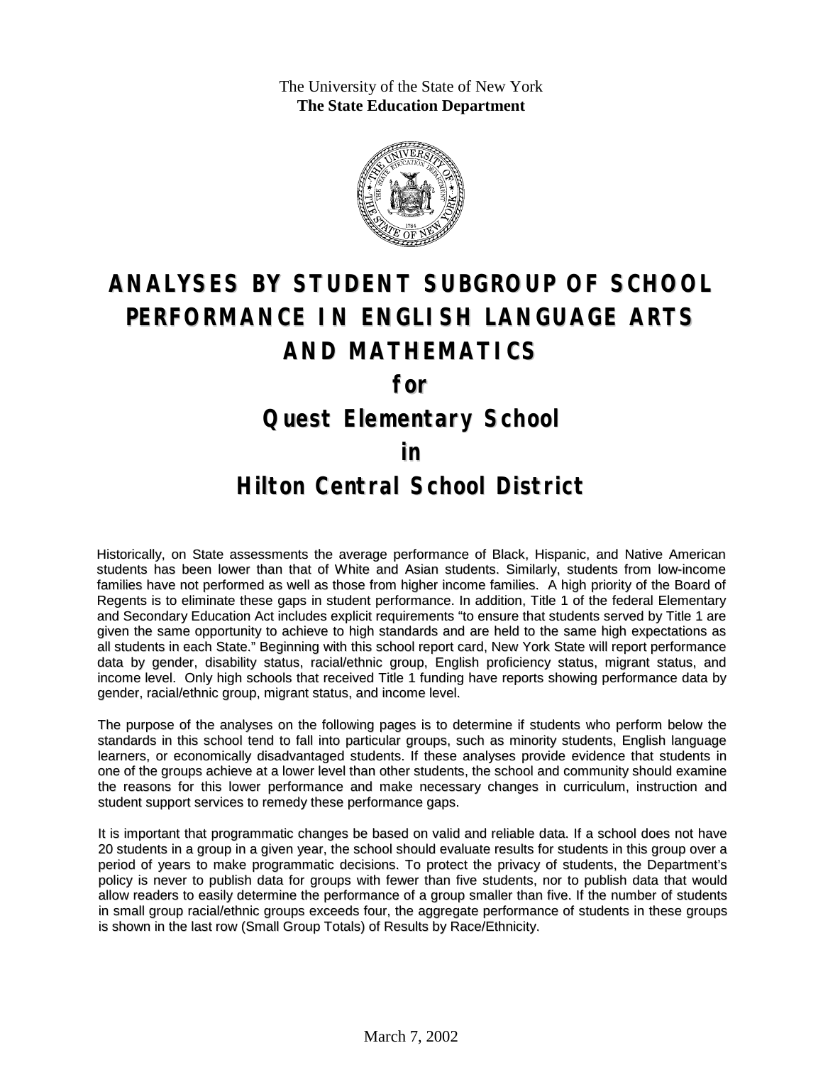The University of the State of New York
**The State Education Department**

# ANALYSES BY STUDENT SUBGROUP OF SCHOOL PERFORMANCE IN ENGLISH LANGUAGE ARTS AND MATHEMATICS

## for

## Quest Elementary School

## in

## Hilton Central School District

Historically, on State assessments the average performance of Black, Hispanic, and Native American students has been lower than that of White and Asian students. Similarly, students from low-income families have not performed as well as those from higher income families. A high priority of the Board of Regents is to eliminate these gaps in student performance. In addition, Title 1 of the federal Elementary and Secondary Education Act includes explicit requirements "to ensure that students served by Title 1 are given the same opportunity to achieve to high standards and are held to the same high expectations as all students in each State." Beginning with this school report card, New York State will report performance data by gender, disability status, racial/ethnic group, English proficiency status, migrant status, and income level. Only high schools that received Title 1 funding have reports showing performance data by gender, racial/ethnic group, migrant status, and income level.

The purpose of the analyses on the following pages is to determine if students who perform below the standards in this school tend to fall into particular groups, such as minority students, English language learners, or economically disadvantaged students. If these analyses provide evidence that students in one of the groups achieve at a lower level than other students, the school and community should examine the reasons for this lower performance and make necessary changes in curriculum, instruction and student support services to remedy these performance gaps.

It is important that programmatic changes be based on valid and reliable data. If a school does not have 20 students in a group in a given year, the school should evaluate results for students in this group over a period of years to make programmatic decisions. To protect the privacy of students, the Department's policy is never to publish data for groups with fewer than five students, nor to publish data that would allow readers to easily determine the performance of a group smaller than five. If the number of students in small group racial/ethnic groups exceeds four, the aggregate performance of students in these groups is shown in the last row (Small Group Totals) of Results by Race/Ethnicity.

March 7, 2002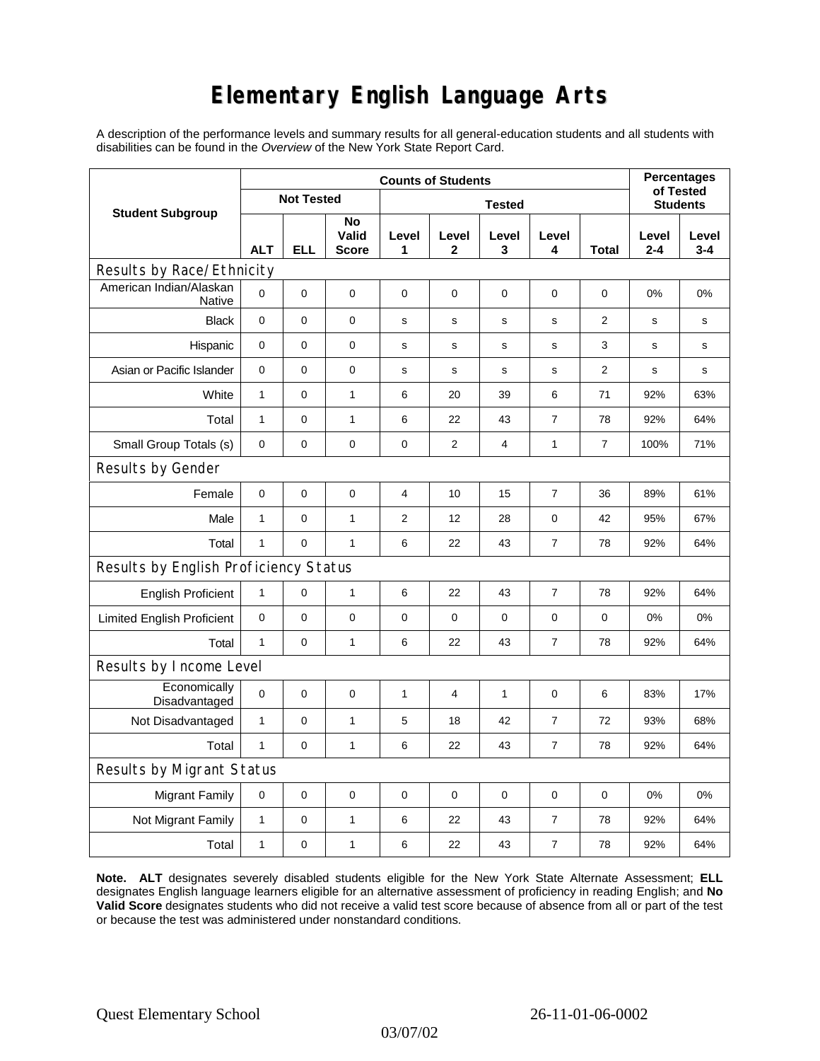# Elementary English Language Arts

A description of the performance levels and summary results for all general-education students and all students with disabilities can be found in the *Overview* of the New York State Report Card.

| Student Subgroup | Counts of Students | | | | | | | | Percentages of Tested Students | |
|---|---|---|---|---|---|---|---|---|---|---|
| | Not Tested | | | Tested | | | | | | |
| | ALT | ELL | No Valid Score | Level 1 | Level 2 | Level 3 | Level 4 | Total | Level 2-4 | Level 3-4 |
| **Results by Race/Ethnicity** | | | | | | | | | | |
| American Indian/Alaskan Native | 0 | 0 | 0 | 0 | 0 | 0 | 0 | 0 | 0% | 0% |
| Black | 0 | 0 | 0 | s | s | s | s | 2 | s | s |
| Hispanic | 0 | 0 | 0 | s | s | s | s | 3 | s | s |
| Asian or Pacific Islander | 0 | 0 | 0 | s | s | s | s | 2 | s | s |
| White | 1 | 0 | 1 | 6 | 20 | 39 | 6 | 71 | 92% | 63% |
| Total | 1 | 0 | 1 | 6 | 22 | 43 | 7 | 78 | 92% | 64% |
| Small Group Totals (s) | 0 | 0 | 0 | 0 | 2 | 4 | 1 | 7 | 100% | 71% |
| **Results by Gender** | | | | | | | | | | |
| Female | 0 | 0 | 0 | 4 | 10 | 15 | 7 | 36 | 89% | 61% |
| Male | 1 | 0 | 1 | 2 | 12 | 28 | 0 | 42 | 95% | 67% |
| Total | 1 | 0 | 1 | 6 | 22 | 43 | 7 | 78 | 92% | 64% |
| **Results by English Proficiency Status** | | | | | | | | | | |
| English Proficient | 1 | 0 | 1 | 6 | 22 | 43 | 7 | 78 | 92% | 64% |
| Limited English Proficient | 0 | 0 | 0 | 0 | 0 | 0 | 0 | 0 | 0% | 0% |
| Total | 1 | 0 | 1 | 6 | 22 | 43 | 7 | 78 | 92% | 64% |
| **Results by Income Level** | | | | | | | | | | |
| Economically Disadvantaged | 0 | 0 | 0 | 1 | 4 | 1 | 0 | 6 | 83% | 17% |
| Not Disadvantaged | 1 | 0 | 1 | 5 | 18 | 42 | 7 | 72 | 93% | 68% |
| Total | 1 | 0 | 1 | 6 | 22 | 43 | 7 | 78 | 92% | 64% |
| **Results by Migrant Status** | | | | | | | | | | |
| Migrant Family | 0 | 0 | 0 | 0 | 0 | 0 | 0 | 0 | 0% | 0% |
| Not Migrant Family | 1 | 0 | 1 | 6 | 22 | 43 | 7 | 78 | 92% | 64% |
| Total | 1 | 0 | 1 | 6 | 22 | 43 | 7 | 78 | 92% | 64% |

**Note. ALT** designates severely disabled students eligible for the New York State Alternate Assessment; **ELL** designates English language learners eligible for an alternative assessment of proficiency in reading English; and **No Valid Score** designates students who did not receive a valid test score because of absence from all or part of the test or because the test was administered under nonstandard conditions.

Quest Elementary School 26-11-01-06-0002

03/07/02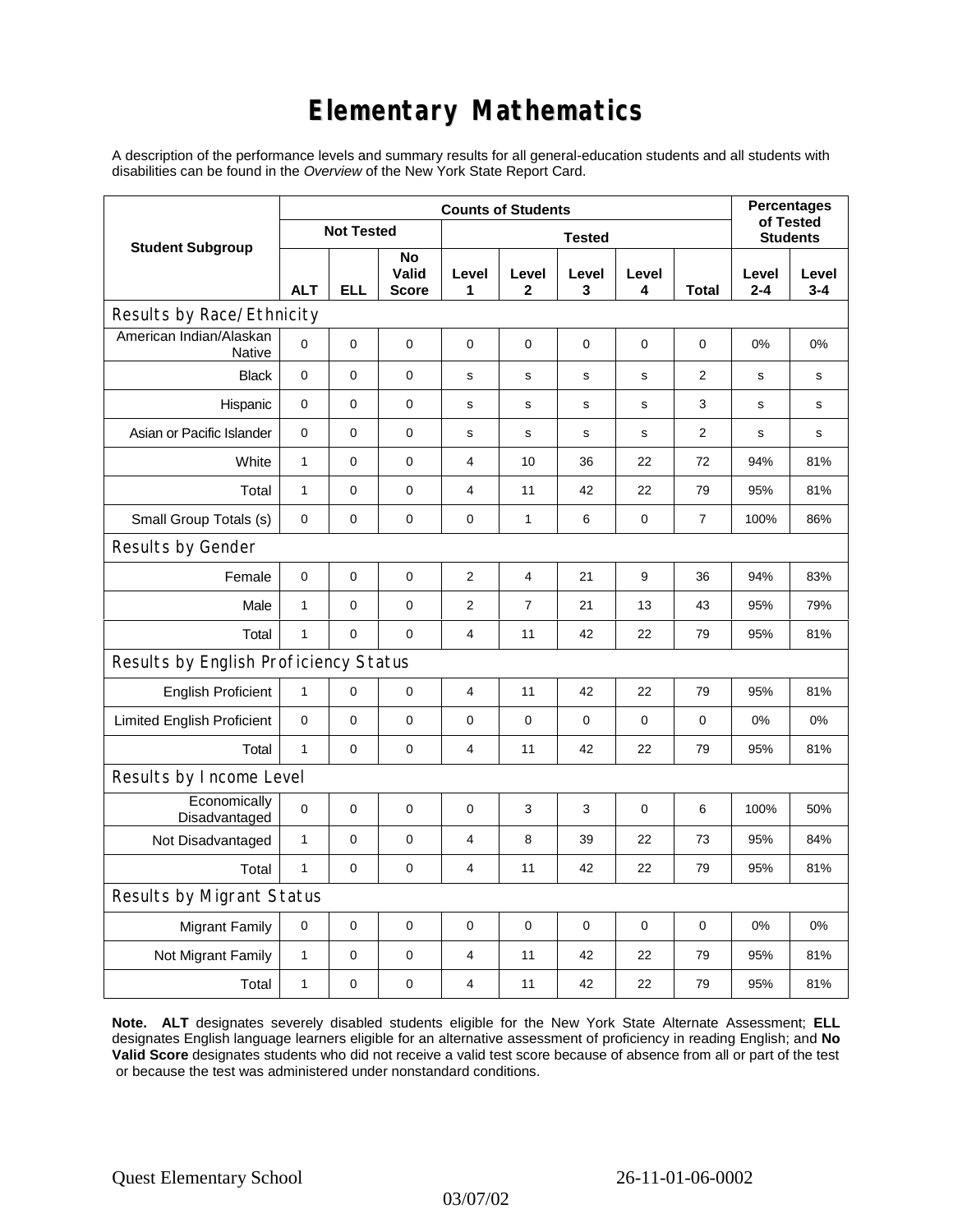# Elementary Mathematics

A description of the performance levels and summary results for all general-education students and all students with disabilities can be found in the *Overview* of the New York State Report Card.

| Student Subgroup | Counts of Students | | | | | | | | Percentages of Tested Students | |
|---|---|---|---|---|---|---|---|---|---|---|
| | Not Tested | | | Tested | | | | | | |
| | ALT | ELL | No Valid Score | Level 1 | Level 2 | Level 3 | Level 4 | Total | Level 2-4 | Level 3-4 |
| **Results by Race/Ethnicity** | | | | | | | | | | |
| American Indian/Alaskan Native | 0 | 0 | 0 | 0 | 0 | 0 | 0 | 0 | 0% | 0% |
| Black | 0 | 0 | 0 | s | s | s | s | 2 | s | s |
| Hispanic | 0 | 0 | 0 | s | s | s | s | 3 | s | s |
| Asian or Pacific Islander | 0 | 0 | 0 | s | s | s | s | 2 | s | s |
| White | 1 | 0 | 0 | 4 | 10 | 36 | 22 | 72 | 94% | 81% |
| Total | 1 | 0 | 0 | 4 | 11 | 42 | 22 | 79 | 95% | 81% |
| Small Group Totals (s) | 0 | 0 | 0 | 0 | 1 | 6 | 0 | 7 | 100% | 86% |
| **Results by Gender** | | | | | | | | | | |
| Female | 0 | 0 | 0 | 2 | 4 | 21 | 9 | 36 | 94% | 83% |
| Male | 1 | 0 | 0 | 2 | 7 | 21 | 13 | 43 | 95% | 79% |
| Total | 1 | 0 | 0 | 4 | 11 | 42 | 22 | 79 | 95% | 81% |
| **Results by English Proficiency Status** | | | | | | | | | | |
| English Proficient | 1 | 0 | 0 | 4 | 11 | 42 | 22 | 79 | 95% | 81% |
| Limited English Proficient | 0 | 0 | 0 | 0 | 0 | 0 | 0 | 0 | 0% | 0% |
| Total | 1 | 0 | 0 | 4 | 11 | 42 | 22 | 79 | 95% | 81% |
| **Results by Income Level** | | | | | | | | | | |
| Economically Disadvantaged | 0 | 0 | 0 | 0 | 3 | 3 | 0 | 6 | 100% | 50% |
| Not Disadvantaged | 1 | 0 | 0 | 4 | 8 | 39 | 22 | 73 | 95% | 84% |
| Total | 1 | 0 | 0 | 4 | 11 | 42 | 22 | 79 | 95% | 81% |
| **Results by Migrant Status** | | | | | | | | | | |
| Migrant Family | 0 | 0 | 0 | 0 | 0 | 0 | 0 | 0 | 0% | 0% |
| Not Migrant Family | 1 | 0 | 0 | 4 | 11 | 42 | 22 | 79 | 95% | 81% |
| Total | 1 | 0 | 0 | 4 | 11 | 42 | 22 | 79 | 95% | 81% |

**Note. ALT** designates severely disabled students eligible for the New York State Alternate Assessment; **ELL** designates English language learners eligible for an alternative assessment of proficiency in reading English; and **No Valid Score** designates students who did not receive a valid test score because of absence from all or part of the test or because the test was administered under nonstandard conditions.

Quest Elementary School 26-11-01-06-0002

03/07/02